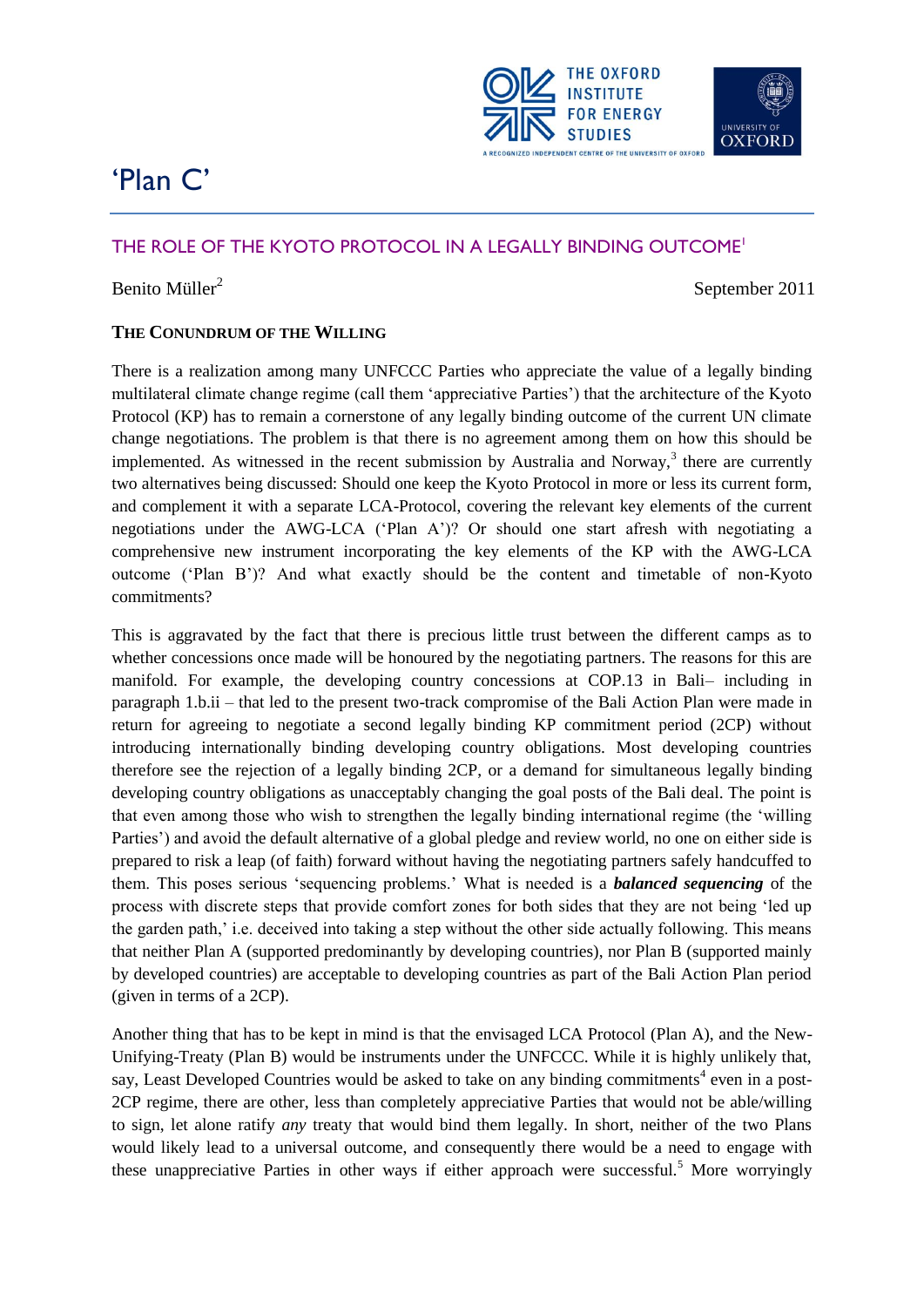# 'Plan C'

## THE ROLE OF THE KYOTO PROTOCOL IN A LEGALLY BINDING OUTCOME[1]

Benito Müller[2]

September 2011

### THE CONUNDRUM OF THE WILLING

There is a realization among many UNFCCC Parties who appreciate the value of a legally binding multilateral climate change regime (call them 'appreciative Parties') that the architecture of the Kyoto Protocol (KP) has to remain a cornerstone of any legally binding outcome of the current UN climate change negotiations. The problem is that there is no agreement among them on how this should be implemented. As witnessed in the recent submission by Australia and Norway,[3] there are currently two alternatives being discussed: Should one keep the Kyoto Protocol in more or less its current form, and complement it with a separate LCA-Protocol, covering the relevant key elements of the current negotiations under the AWG-LCA ('Plan A')? Or should one start afresh with negotiating a comprehensive new instrument incorporating the key elements of the KP with the AWG-LCA outcome ('Plan B')? And what exactly should be the content and timetable of non-Kyoto commitments?

This is aggravated by the fact that there is precious little trust between the different camps as to whether concessions once made will be honoured by the negotiating partners. The reasons for this are manifold. For example, the developing country concessions at COP.13 in Bali– including in paragraph 1.b.ii – that led to the present two-track compromise of the Bali Action Plan were made in return for agreeing to negotiate a second legally binding KP commitment period (2CP) without introducing internationally binding developing country obligations. Most developing countries therefore see the rejection of a legally binding 2CP, or a demand for simultaneous legally binding developing country obligations as unacceptably changing the goal posts of the Bali deal. The point is that even among those who wish to strengthen the legally binding international regime (the 'willing Parties') and avoid the default alternative of a global pledge and review world, no one on either side is prepared to risk a leap (of faith) forward without having the negotiating partners safely handcuffed to them. This poses serious 'sequencing problems.' What is needed is a ***balanced sequencing*** of the process with discrete steps that provide comfort zones for both sides that they are not being 'led up the garden path,' i.e. deceived into taking a step without the other side actually following. This means that neither Plan A (supported predominantly by developing countries), nor Plan B (supported mainly by developed countries) are acceptable to developing countries as part of the Bali Action Plan period (given in terms of a 2CP).

Another thing that has to be kept in mind is that the envisaged LCA Protocol (Plan A), and the New-Unifying-Treaty (Plan B) would be instruments under the UNFCCC. While it is highly unlikely that, say, Least Developed Countries would be asked to take on any binding commitments[4] even in a post-2CP regime, there are other, less than completely appreciative Parties that would not be able/willing to sign, let alone ratify *any* treaty that would bind them legally. In short, neither of the two Plans would likely lead to a universal outcome, and consequently there would be a need to engage with these unappreciative Parties in other ways if either approach were successful.[5] More worryingly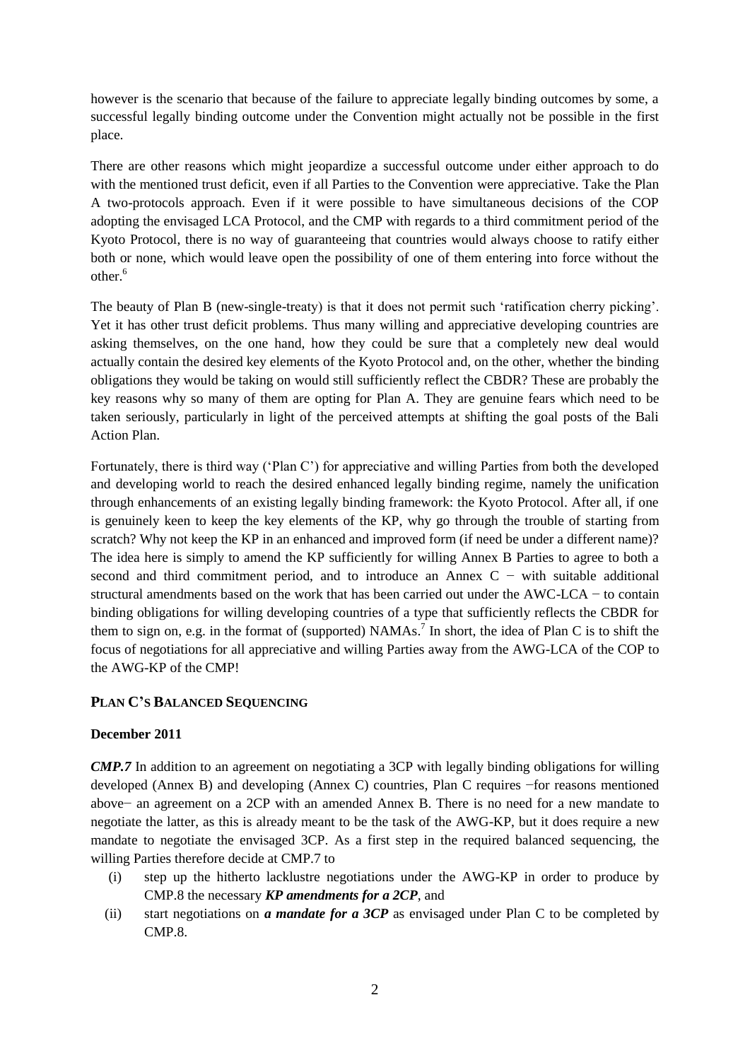however is the scenario that because of the failure to appreciate legally binding outcomes by some, a successful legally binding outcome under the Convention might actually not be possible in the first place.

There are other reasons which might jeopardize a successful outcome under either approach to do with the mentioned trust deficit, even if all Parties to the Convention were appreciative. Take the Plan A two-protocols approach. Even if it were possible to have simultaneous decisions of the COP adopting the envisaged LCA Protocol, and the CMP with regards to a third commitment period of the Kyoto Protocol, there is no way of guaranteeing that countries would always choose to ratify either both or none, which would leave open the possibility of one of them entering into force without the other.[6]

The beauty of Plan B (new-single-treaty) is that it does not permit such 'ratification cherry picking'. Yet it has other trust deficit problems. Thus many willing and appreciative developing countries are asking themselves, on the one hand, how they could be sure that a completely new deal would actually contain the desired key elements of the Kyoto Protocol and, on the other, whether the binding obligations they would be taking on would still sufficiently reflect the CBDR? These are probably the key reasons why so many of them are opting for Plan A. They are genuine fears which need to be taken seriously, particularly in light of the perceived attempts at shifting the goal posts of the Bali Action Plan.

Fortunately, there is third way ('Plan C') for appreciative and willing Parties from both the developed and developing world to reach the desired enhanced legally binding regime, namely the unification through enhancements of an existing legally binding framework: the Kyoto Protocol. After all, if one is genuinely keen to keep the key elements of the KP, why go through the trouble of starting from scratch? Why not keep the KP in an enhanced and improved form (if need be under a different name)? The idea here is simply to amend the KP sufficiently for willing Annex B Parties to agree to both a second and third commitment period, and to introduce an Annex C − with suitable additional structural amendments based on the work that has been carried out under the AWC-LCA − to contain binding obligations for willing developing countries of a type that sufficiently reflects the CBDR for them to sign on, e.g. in the format of (supported) NAMAs.[7] In short, the idea of Plan C is to shift the focus of negotiations for all appreciative and willing Parties away from the AWG-LCA of the COP to the AWG-KP of the CMP!

## PLAN C'S BALANCED SEQUENCING

### December 2011

***CMP.7*** In addition to an agreement on negotiating a 3CP with legally binding obligations for willing developed (Annex B) and developing (Annex C) countries, Plan C requires −for reasons mentioned above− an agreement on a 2CP with an amended Annex B. There is no need for a new mandate to negotiate the latter, as this is already meant to be the task of the AWG-KP, but it does require a new mandate to negotiate the envisaged 3CP. As a first step in the required balanced sequencing, the willing Parties therefore decide at CMP.7 to

(i) step up the hitherto lacklustre negotiations under the AWG-KP in order to produce by CMP.8 the necessary ***KP amendments for a 2CP***, and

(ii) start negotiations on ***a mandate for a 3CP*** as envisaged under Plan C to be completed by CMP.8.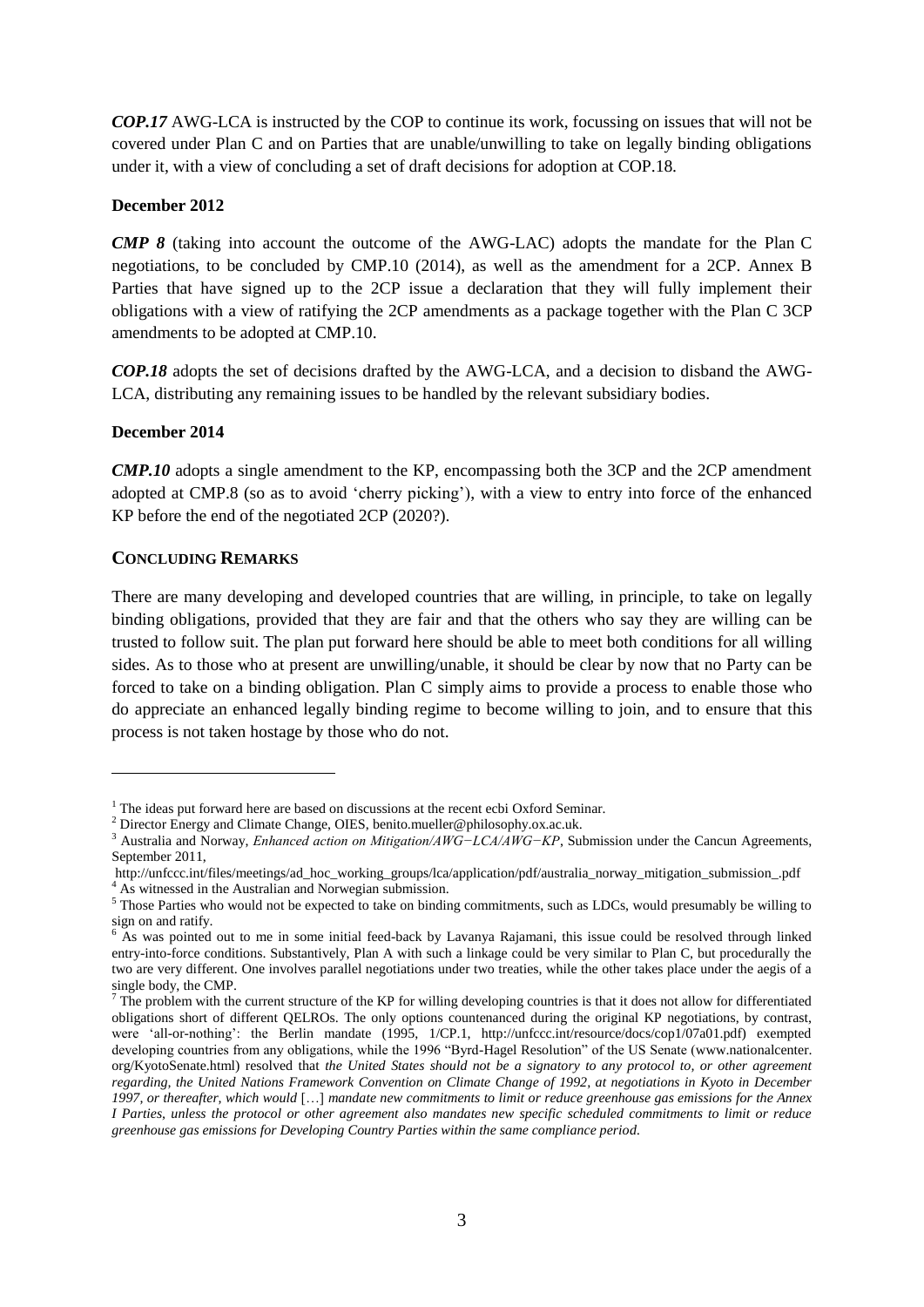***COP.17*** AWG-LCA is instructed by the COP to continue its work, focussing on issues that will not be covered under Plan C and on Parties that are unable/unwilling to take on legally binding obligations under it, with a view of concluding a set of draft decisions for adoption at COP.18.

**December 2012**

***CMP 8*** (taking into account the outcome of the AWG-LAC) adopts the mandate for the Plan C negotiations, to be concluded by CMP.10 (2014), as well as the amendment for a 2CP. Annex B Parties that have signed up to the 2CP issue a declaration that they will fully implement their obligations with a view of ratifying the 2CP amendments as a package together with the Plan C 3CP amendments to be adopted at CMP.10.

***COP.18*** adopts the set of decisions drafted by the AWG-LCA, and a decision to disband the AWG-LCA, distributing any remaining issues to be handled by the relevant subsidiary bodies.

**December 2014**

***CMP.10*** adopts a single amendment to the KP, encompassing both the 3CP and the 2CP amendment adopted at CMP.8 (so as to avoid 'cherry picking'), with a view to entry into force of the enhanced KP before the end of the negotiated 2CP (2020?).

## CONCLUDING REMARKS

There are many developing and developed countries that are willing, in principle, to take on legally binding obligations, provided that they are fair and that the others who say they are willing can be trusted to follow suit. The plan put forward here should be able to meet both conditions for all willing sides. As to those who at present are unwilling/unable, it should be clear by now that no Party can be forced to take on a binding obligation. Plan C simply aims to provide a process to enable those who do appreciate an enhanced legally binding regime to become willing to join, and to ensure that this process is not taken hostage by those who do not.

---

[1] The ideas put forward here are based on discussions at the recent ecbi Oxford Seminar.

[2] Director Energy and Climate Change, OIES, benito.mueller@philosophy.ox.ac.uk.

[3] Australia and Norway, *Enhanced action on Mitigation/AWG−LCA/AWG−KP*, Submission under the Cancun Agreements, September 2011, http://unfccc.int/files/meetings/ad_hoc_working_groups/lca/application/pdf/australia_norway_mitigation_submission_.pdf

[4] As witnessed in the Australian and Norwegian submission.

[5] Those Parties who would not be expected to take on binding commitments, such as LDCs, would presumably be willing to sign on and ratify.

[6] As was pointed out to me in some initial feed-back by Lavanya Rajamani, this issue could be resolved through linked entry-into-force conditions. Substantively, Plan A with such a linkage could be very similar to Plan C, but procedurally the two are very different. One involves parallel negotiations under two treaties, while the other takes place under the aegis of a single body, the CMP.

[7] The problem with the current structure of the KP for willing developing countries is that it does not allow for differentiated obligations short of different QELROs. The only options countenanced during the original KP negotiations, by contrast, were 'all-or-nothing': the Berlin mandate (1995, 1/CP.1, http://unfccc.int/resource/docs/cop1/07a01.pdf) exempted developing countries from any obligations, while the 1996 "Byrd-Hagel Resolution" of the US Senate (www.nationalcenter.org/KyotoSenate.html) resolved that *the United States should not be a signatory to any protocol to, or other agreement regarding, the United Nations Framework Convention on Climate Change of 1992, at negotiations in Kyoto in December 1997, or thereafter, which would* […] *mandate new commitments to limit or reduce greenhouse gas emissions for the Annex I Parties, unless the protocol or other agreement also mandates new specific scheduled commitments to limit or reduce greenhouse gas emissions for Developing Country Parties within the same compliance period.*